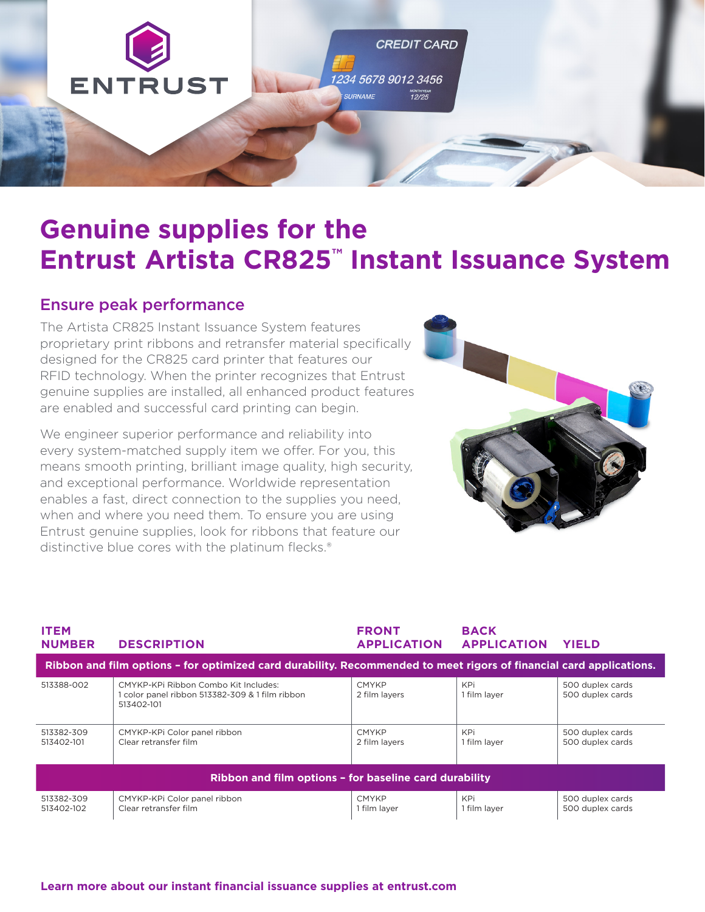# Genuine supplies for the Entrust Artista CR825™ Instant Issuance System

## Ensure peak performance

The Artista CR825 Instant Issuance System features proprietary print ribbons and retransfer material specifically designed for the CR825 card printer that features our RFID technology. When the printer recognizes that Entrust genuine supplies are installed, all enhanced product features are enabled and successful card printing can begin.

We engineer superior performance and reliability into every system-matched supply item we offer. For you, this means smooth printing, brilliant image quality, high security, and exceptional performance. Worldwide representation enables a fast, direct connection to the supplies you need, when and where you need them. To ensure you are using Entrust genuine supplies, look for ribbons that feature our distinctive blue cores with the platinum flecks.®

| ITEM NUMBER | DESCRIPTION | FRONT APPLICATION | BACK APPLICATION | YIELD |
|---|---|---|---|---|
| **Ribbon and film options – for optimized card durability. Recommended to meet rigors of financial card applications.** | | | | |
| 513388-002 | CMYKP-KPi Ribbon Combo Kit Includes: 1 color panel ribbon 513382-309 & 1 film ribbon 513402-101 | CMYKP<br>2 film layers | KPi<br>1 film layer | 500 duplex cards<br>500 duplex cards |
| 513382-309<br>513402-101 | CMYKP-KPi Color panel ribbon<br>Clear retransfer film | CMYKP<br>2 film layers | KPi<br>1 film layer | 500 duplex cards<br>500 duplex cards |
| **Ribbon and film options – for baseline card durability** | | | | |
| 513382-309<br>513402-102 | CMYKP-KPi Color panel ribbon<br>Clear retransfer film | CMYKP<br>1 film layer | KPi<br>1 film layer | 500 duplex cards<br>500 duplex cards |

**Learn more about our instant financial issuance supplies at entrust.com**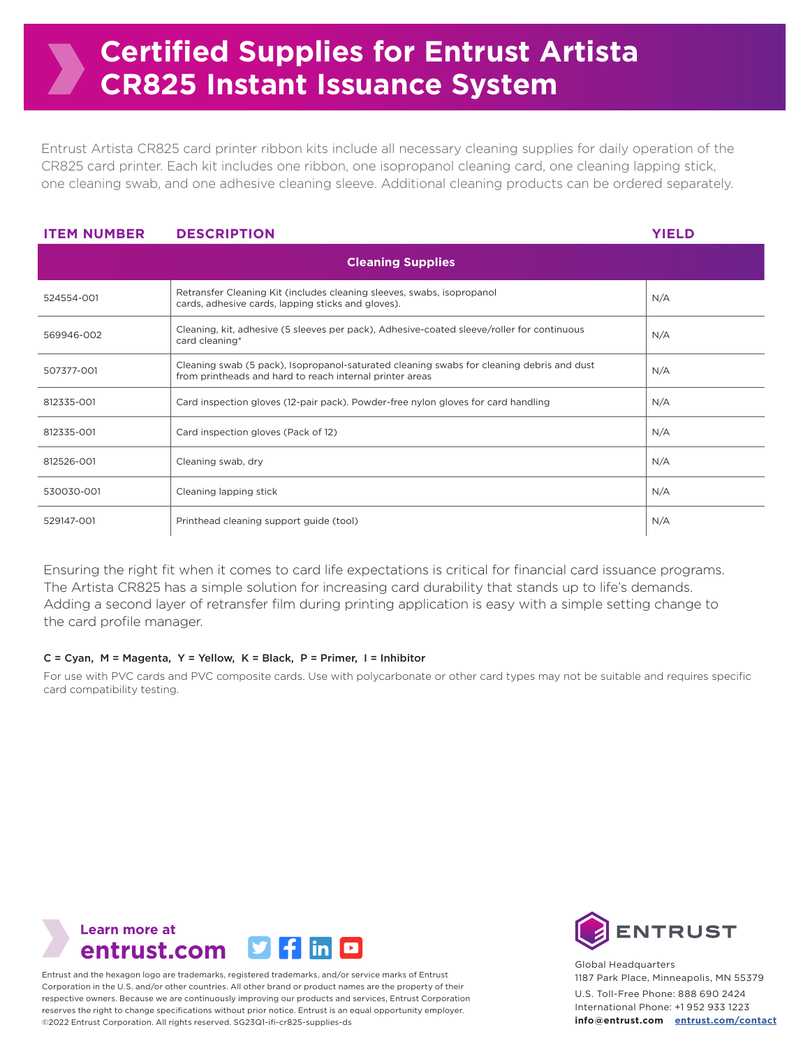# Certified Supplies for Entrust Artista CR825 Instant Issuance System

Entrust Artista CR825 card printer ribbon kits include all necessary cleaning supplies for daily operation of the CR825 card printer. Each kit includes one ribbon, one isopropanol cleaning card, one cleaning lapping stick, one cleaning swab, and one adhesive cleaning sleeve. Additional cleaning products can be ordered separately.

| ITEM NUMBER | DESCRIPTION | YIELD |
|---|---|---|
| **Cleaning Supplies** | | |
| 524554-001 | Retransfer Cleaning Kit (includes cleaning sleeves, swabs, isopropanol cards, adhesive cards, lapping sticks and gloves). | N/A |
| 569946-002 | Cleaning, kit, adhesive (5 sleeves per pack), Adhesive-coated sleeve/roller for continuous card cleaning* | N/A |
| 507377-001 | Cleaning swab (5 pack), Isopropanol-saturated cleaning swabs for cleaning debris and dust from printheads and hard to reach internal printer areas | N/A |
| 812335-001 | Card inspection gloves (12-pair pack). Powder-free nylon gloves for card handling | N/A |
| 812335-001 | Card inspection gloves (Pack of 12) | N/A |
| 812526-001 | Cleaning swab, dry | N/A |
| 530030-001 | Cleaning lapping stick | N/A |
| 529147-001 | Printhead cleaning support guide (tool) | N/A |

Ensuring the right fit when it comes to card life expectations is critical for financial card issuance programs. The Artista CR825 has a simple solution for increasing card durability that stands up to life's demands. Adding a second layer of retransfer film during printing application is easy with a simple setting change to the card profile manager.

**C = Cyan, M = Magenta, Y = Yellow, K = Black, P = Primer, I = Inhibitor**

For use with PVC cards and PVC composite cards. Use with polycarbonate or other card types may not be suitable and requires specific card compatibility testing.

**Learn more at**
**entrust.com**

Entrust and the hexagon logo are trademarks, registered trademarks, and/or service marks of Entrust Corporation in the U.S. and/or other countries. All other brand or product names are the property of their respective owners. Because we are continuously improving our products and services, Entrust Corporation reserves the right to change specifications without prior notice. Entrust is an equal opportunity employer. ©2022 Entrust Corporation. All rights reserved. SG23Q1-ifi-cr825-supplies-ds

ENTRUST

Global Headquarters
1187 Park Place, Minneapolis, MN 55379
U.S. Toll-Free Phone: 888 690 2424
International Phone: +1 952 933 1223
**info@entrust.com** entrust.com/contact